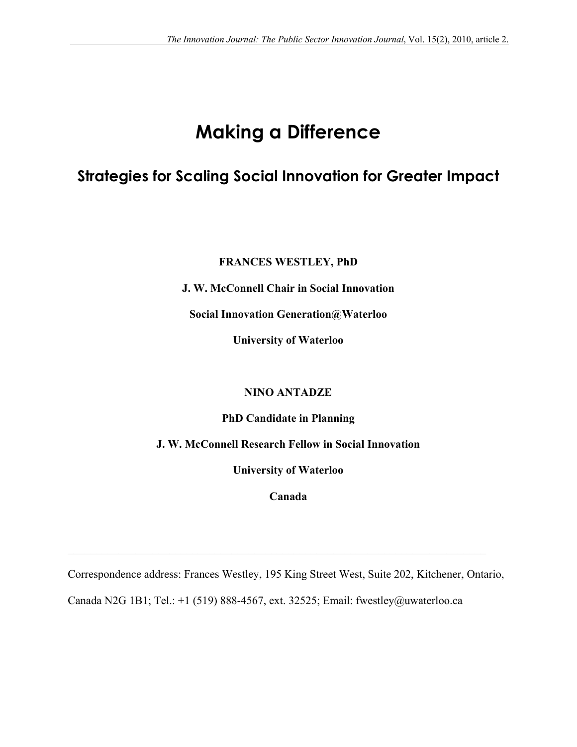# Making a Difference

## Strategies for Scaling Social Innovation for Greater Impact

**FRANCES WESTLEY, PhD**

**J. W. McConnell Chair in Social Innovation**

**Social Innovation Generation@Waterloo**

**University of Waterloo**

**NINO ANTADZE**

**PhD Candidate in Planning**

**J. W. McConnell Research Fellow in Social Innovation**

**University of Waterloo**

**Canada**

---

Correspondence address: Frances Westley, 195 King Street West, Suite 202, Kitchener, Ontario, Canada N2G 1B1; Tel.: +1 (519) 888-4567, ext. 32525; Email: fwestley@uwaterloo.ca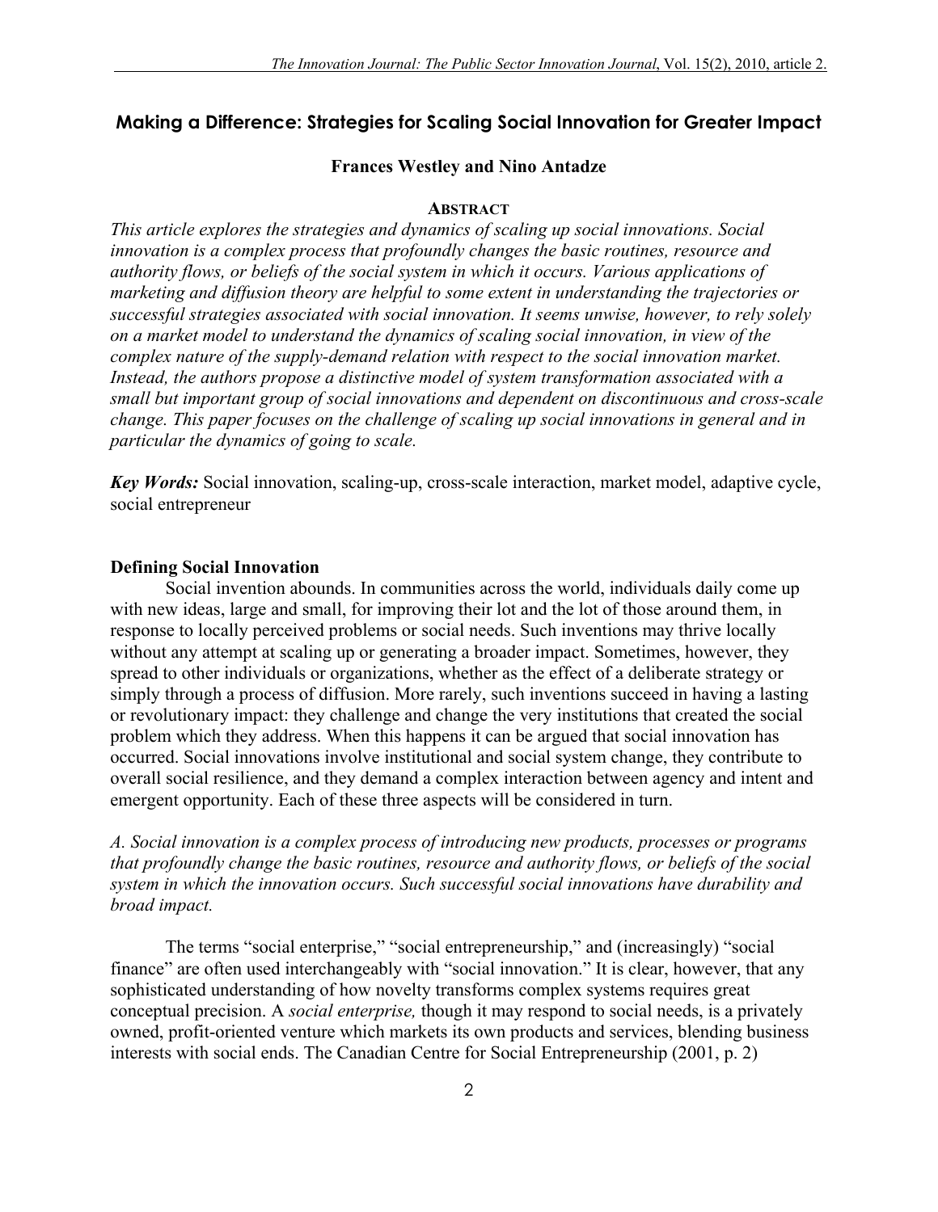## Making a Difference: Strategies for Scaling Social Innovation for Greater Impact

**Frances Westley and Nino Antadze**

**ABSTRACT**

*This article explores the strategies and dynamics of scaling up social innovations. Social innovation is a complex process that profoundly changes the basic routines, resource and authority flows, or beliefs of the social system in which it occurs. Various applications of marketing and diffusion theory are helpful to some extent in understanding the trajectories or successful strategies associated with social innovation. It seems unwise, however, to rely solely on a market model to understand the dynamics of scaling social innovation, in view of the complex nature of the supply-demand relation with respect to the social innovation market. Instead, the authors propose a distinctive model of system transformation associated with a small but important group of social innovations and dependent on discontinuous and cross-scale change. This paper focuses on the challenge of scaling up social innovations in general and in particular the dynamics of going to scale.*

***Key Words:*** Social innovation, scaling-up, cross-scale interaction, market model, adaptive cycle, social entrepreneur

### Defining Social Innovation

Social invention abounds. In communities across the world, individuals daily come up with new ideas, large and small, for improving their lot and the lot of those around them, in response to locally perceived problems or social needs. Such inventions may thrive locally without any attempt at scaling up or generating a broader impact. Sometimes, however, they spread to other individuals or organizations, whether as the effect of a deliberate strategy or simply through a process of diffusion. More rarely, such inventions succeed in having a lasting or revolutionary impact: they challenge and change the very institutions that created the social problem which they address. When this happens it can be argued that social innovation has occurred. Social innovations involve institutional and social system change, they contribute to overall social resilience, and they demand a complex interaction between agency and intent and emergent opportunity. Each of these three aspects will be considered in turn.

*A. Social innovation is a complex process of introducing new products, processes or programs that profoundly change the basic routines, resource and authority flows, or beliefs of the social system in which the innovation occurs. Such successful social innovations have durability and broad impact.*

The terms "social enterprise," "social entrepreneurship," and (increasingly) "social finance" are often used interchangeably with "social innovation." It is clear, however, that any sophisticated understanding of how novelty transforms complex systems requires great conceptual precision. A *social enterprise,* though it may respond to social needs, is a privately owned, profit-oriented venture which markets its own products and services, blending business interests with social ends. The Canadian Centre for Social Entrepreneurship (2001, p. 2)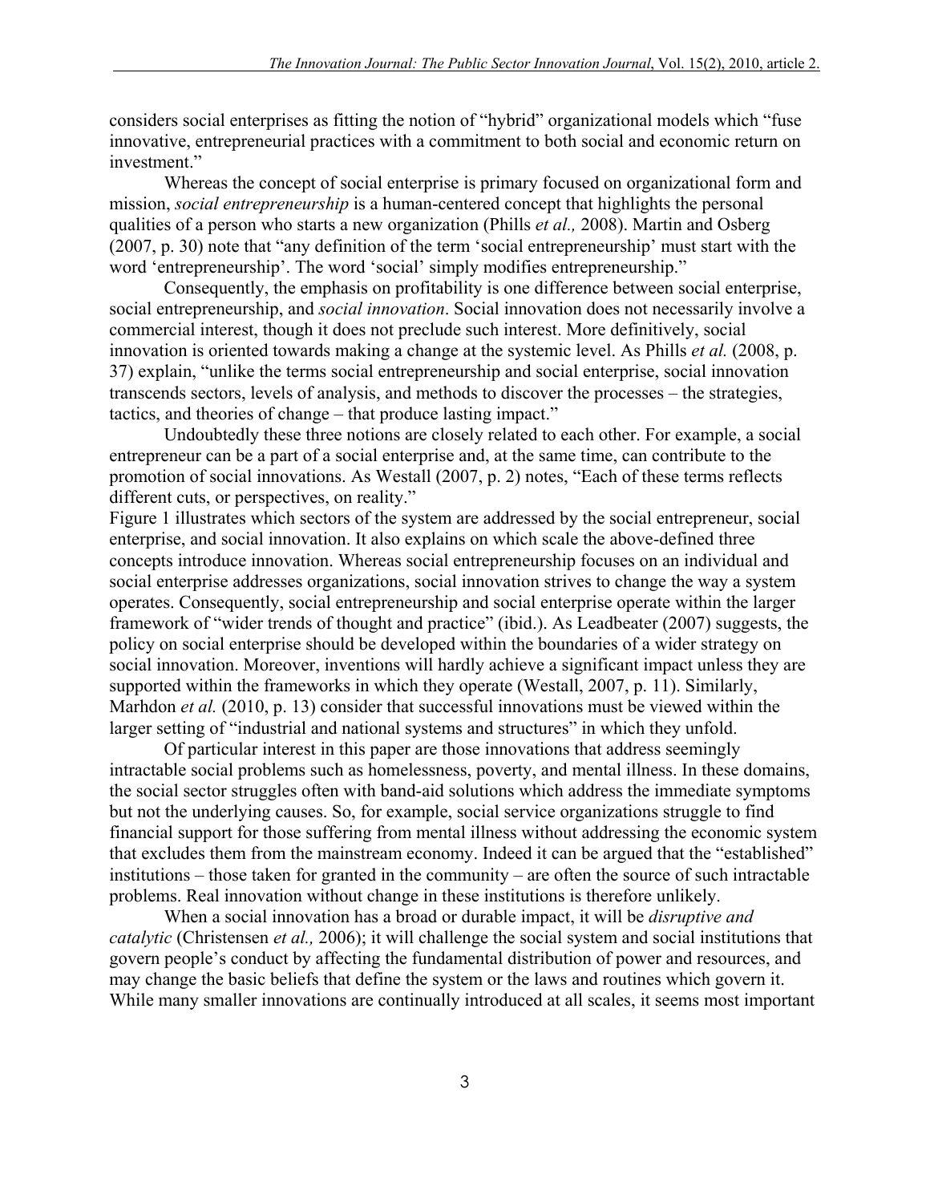considers social enterprises as fitting the notion of "hybrid" organizational models which "fuse innovative, entrepreneurial practices with a commitment to both social and economic return on investment."

Whereas the concept of social enterprise is primary focused on organizational form and mission, *social entrepreneurship* is a human-centered concept that highlights the personal qualities of a person who starts a new organization (Phills *et al.,* 2008). Martin and Osberg (2007, p. 30) note that "any definition of the term 'social entrepreneurship' must start with the word 'entrepreneurship'. The word 'social' simply modifies entrepreneurship."

Consequently, the emphasis on profitability is one difference between social enterprise, social entrepreneurship, and *social innovation*. Social innovation does not necessarily involve a commercial interest, though it does not preclude such interest. More definitively, social innovation is oriented towards making a change at the systemic level. As Phills *et al.* (2008, p. 37) explain, "unlike the terms social entrepreneurship and social enterprise, social innovation transcends sectors, levels of analysis, and methods to discover the processes – the strategies, tactics, and theories of change – that produce lasting impact."

Undoubtedly these three notions are closely related to each other. For example, a social entrepreneur can be a part of a social enterprise and, at the same time, can contribute to the promotion of social innovations. As Westall (2007, p. 2) notes, "Each of these terms reflects different cuts, or perspectives, on reality."

Figure 1 illustrates which sectors of the system are addressed by the social entrepreneur, social enterprise, and social innovation. It also explains on which scale the above-defined three concepts introduce innovation. Whereas social entrepreneurship focuses on an individual and social enterprise addresses organizations, social innovation strives to change the way a system operates. Consequently, social entrepreneurship and social enterprise operate within the larger framework of "wider trends of thought and practice" (ibid.). As Leadbeater (2007) suggests, the policy on social enterprise should be developed within the boundaries of a wider strategy on social innovation. Moreover, inventions will hardly achieve a significant impact unless they are supported within the frameworks in which they operate (Westall, 2007, p. 11). Similarly, Marhdon *et al.* (2010, p. 13) consider that successful innovations must be viewed within the larger setting of "industrial and national systems and structures" in which they unfold.

Of particular interest in this paper are those innovations that address seemingly intractable social problems such as homelessness, poverty, and mental illness. In these domains, the social sector struggles often with band-aid solutions which address the immediate symptoms but not the underlying causes. So, for example, social service organizations struggle to find financial support for those suffering from mental illness without addressing the economic system that excludes them from the mainstream economy. Indeed it can be argued that the "established" institutions – those taken for granted in the community – are often the source of such intractable problems. Real innovation without change in these institutions is therefore unlikely.

When a social innovation has a broad or durable impact, it will be *disruptive and catalytic* (Christensen *et al.,* 2006); it will challenge the social system and social institutions that govern people's conduct by affecting the fundamental distribution of power and resources, and may change the basic beliefs that define the system or the laws and routines which govern it. While many smaller innovations are continually introduced at all scales, it seems most important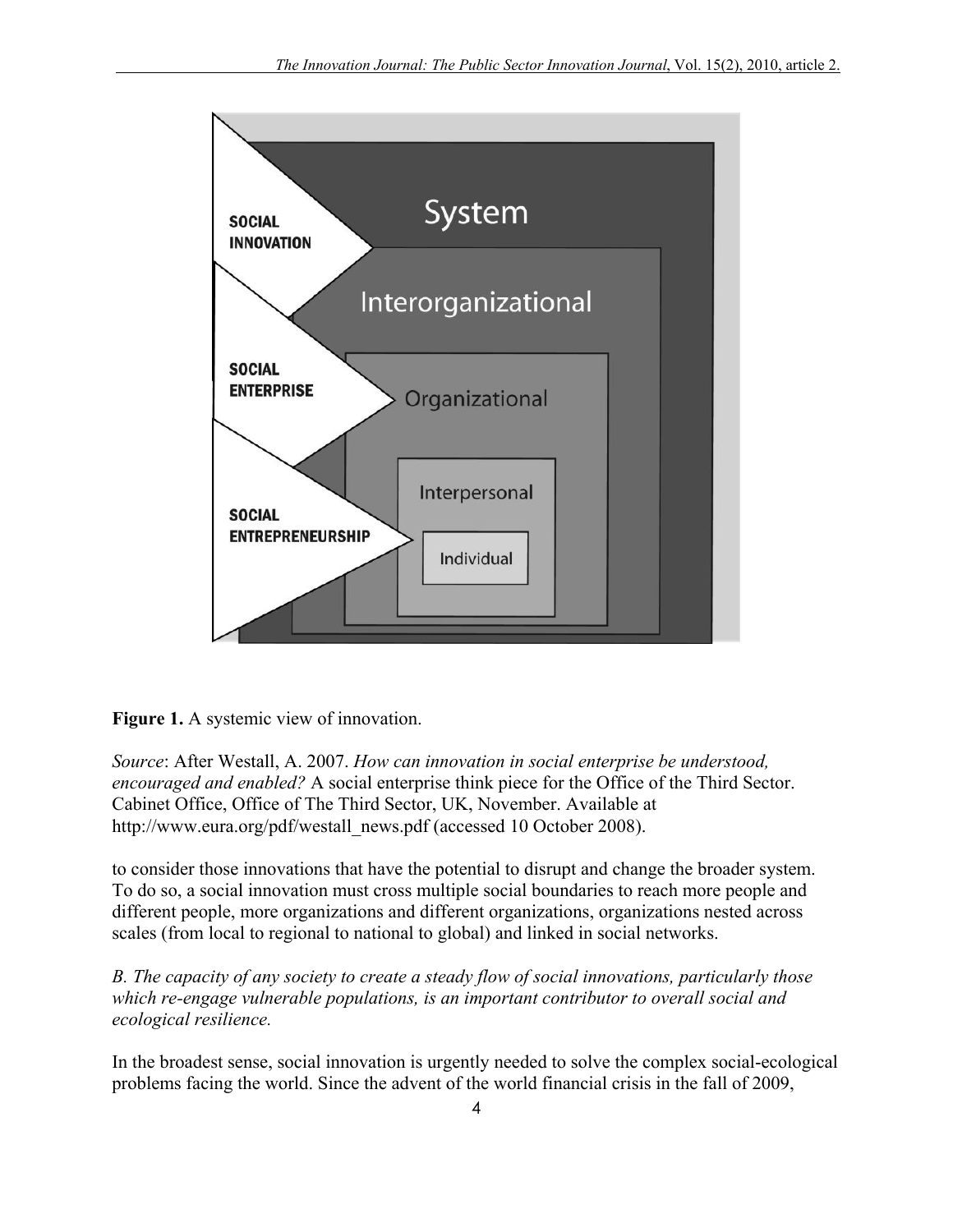**Figure 1.** A systemic view of innovation.

*Source*: After Westall, A. 2007. *How can innovation in social enterprise be understood, encouraged and enabled?* A social enterprise think piece for the Office of the Third Sector. Cabinet Office, Office of The Third Sector, UK, November. Available at http://www.eura.org/pdf/westall_news.pdf (accessed 10 October 2008).

to consider those innovations that have the potential to disrupt and change the broader system. To do so, a social innovation must cross multiple social boundaries to reach more people and different people, more organizations and different organizations, organizations nested across scales (from local to regional to national to global) and linked in social networks.

*B. The capacity of any society to create a steady flow of social innovations, particularly those which re-engage vulnerable populations, is an important contributor to overall social and ecological resilience.*

In the broadest sense, social innovation is urgently needed to solve the complex social-ecological problems facing the world. Since the advent of the world financial crisis in the fall of 2009,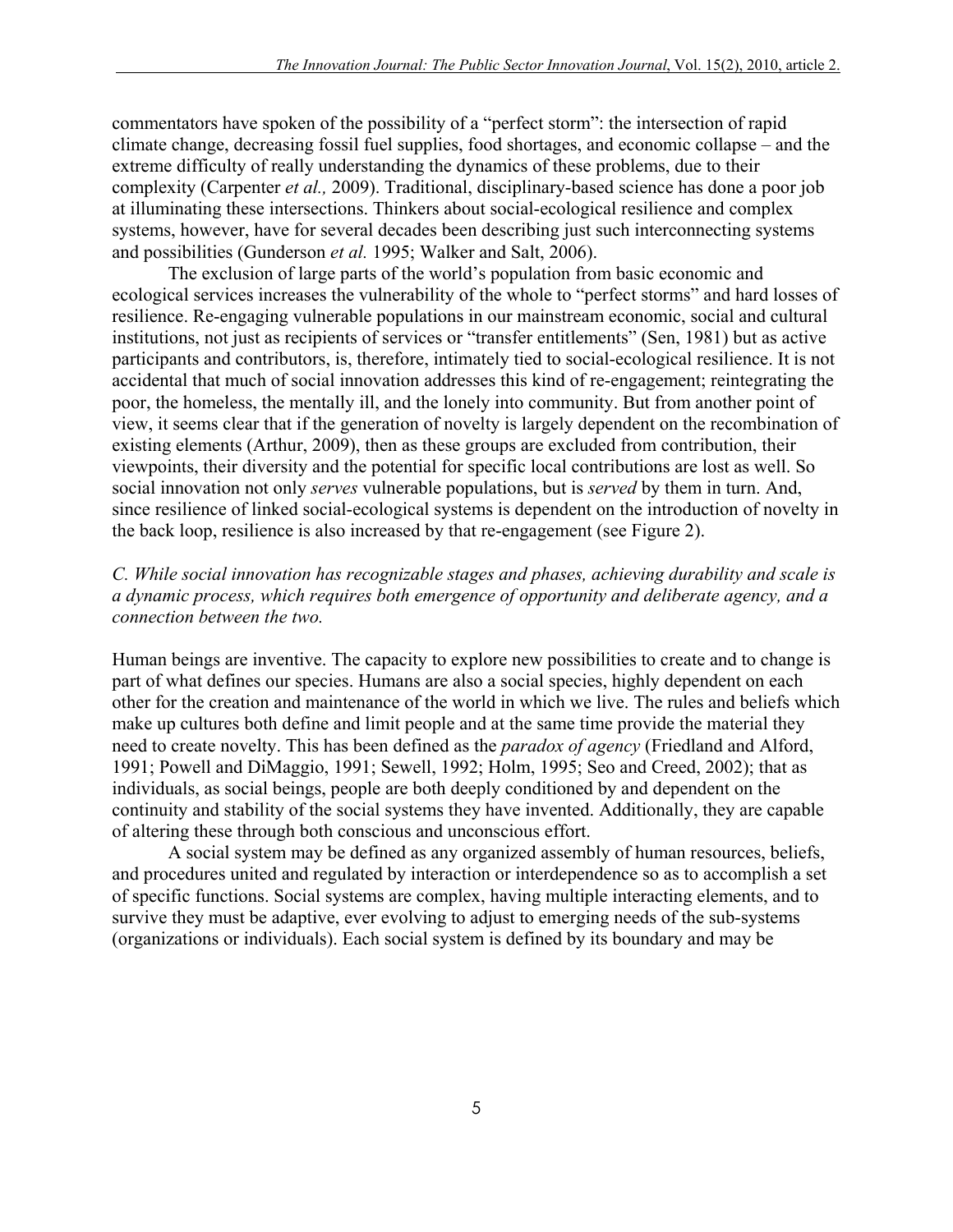commentators have spoken of the possibility of a "perfect storm": the intersection of rapid climate change, decreasing fossil fuel supplies, food shortages, and economic collapse – and the extreme difficulty of really understanding the dynamics of these problems, due to their complexity (Carpenter *et al.,* 2009). Traditional, disciplinary-based science has done a poor job at illuminating these intersections. Thinkers about social-ecological resilience and complex systems, however, have for several decades been describing just such interconnecting systems and possibilities (Gunderson *et al.* 1995; Walker and Salt, 2006).

The exclusion of large parts of the world's population from basic economic and ecological services increases the vulnerability of the whole to "perfect storms" and hard losses of resilience. Re-engaging vulnerable populations in our mainstream economic, social and cultural institutions, not just as recipients of services or "transfer entitlements" (Sen, 1981) but as active participants and contributors, is, therefore, intimately tied to social-ecological resilience. It is not accidental that much of social innovation addresses this kind of re-engagement; reintegrating the poor, the homeless, the mentally ill, and the lonely into community. But from another point of view, it seems clear that if the generation of novelty is largely dependent on the recombination of existing elements (Arthur, 2009), then as these groups are excluded from contribution, their viewpoints, their diversity and the potential for specific local contributions are lost as well. So social innovation not only *serves* vulnerable populations, but is *served* by them in turn. And, since resilience of linked social-ecological systems is dependent on the introduction of novelty in the back loop, resilience is also increased by that re-engagement (see Figure 2).

*C. While social innovation has recognizable stages and phases, achieving durability and scale is a dynamic process, which requires both emergence of opportunity and deliberate agency, and a connection between the two.*

Human beings are inventive. The capacity to explore new possibilities to create and to change is part of what defines our species. Humans are also a social species, highly dependent on each other for the creation and maintenance of the world in which we live. The rules and beliefs which make up cultures both define and limit people and at the same time provide the material they need to create novelty. This has been defined as the *paradox of agency* (Friedland and Alford, 1991; Powell and DiMaggio, 1991; Sewell, 1992; Holm, 1995; Seo and Creed, 2002); that as individuals, as social beings, people are both deeply conditioned by and dependent on the continuity and stability of the social systems they have invented. Additionally, they are capable of altering these through both conscious and unconscious effort.

A social system may be defined as any organized assembly of human resources, beliefs, and procedures united and regulated by interaction or interdependence so as to accomplish a set of specific functions. Social systems are complex, having multiple interacting elements, and to survive they must be adaptive, ever evolving to adjust to emerging needs of the sub-systems (organizations or individuals). Each social system is defined by its boundary and may be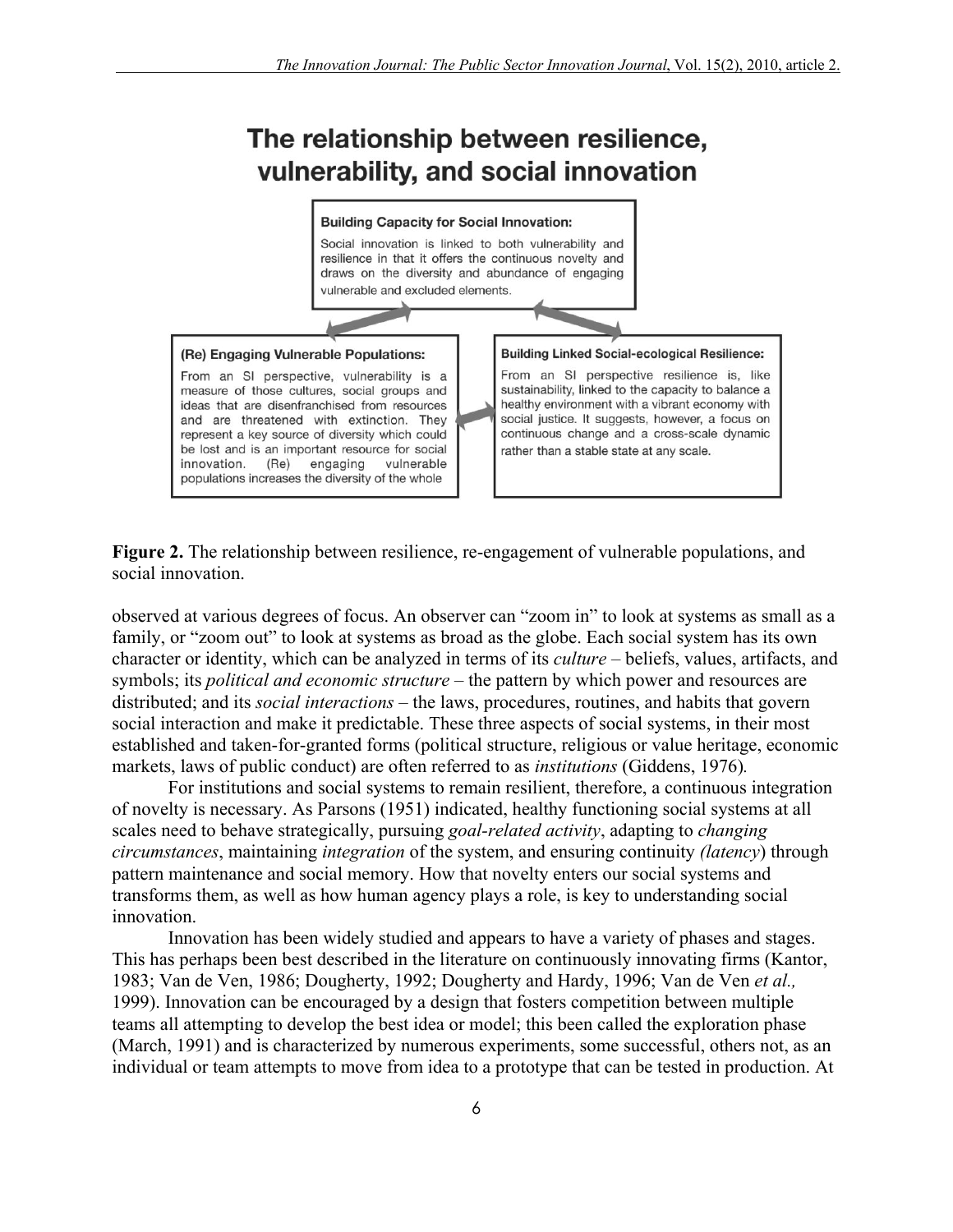## The relationship between resilience, vulnerability, and social innovation

**Building Capacity for Social Innovation:**

Social innovation is linked to both vulnerability and resilience in that it offers the continuous novelty and draws on the diversity and abundance of engaging vulnerable and excluded elements.

**(Re) Engaging Vulnerable Populations:**

From an SI perspective, vulnerability is a measure of those cultures, social groups and ideas that are disenfranchised from resources and are threatened with extinction. They represent a key source of diversity which could be lost and is an important resource for social innovation. (Re) engaging vulnerable populations increases the diversity of the whole

**Building Linked Social-ecological Resilience:**

From an SI perspective resilience is, like sustainability, linked to the capacity to balance a healthy environment with a vibrant economy with social justice. It suggests, however, a focus on continuous change and a cross-scale dynamic rather than a stable state at any scale.

**Figure 2.** The relationship between resilience, re-engagement of vulnerable populations, and social innovation.

observed at various degrees of focus. An observer can "zoom in" to look at systems as small as a family, or "zoom out" to look at systems as broad as the globe. Each social system has its own character or identity, which can be analyzed in terms of its *culture* – beliefs, values, artifacts, and symbols; its *political and economic structure* – the pattern by which power and resources are distributed; and its *social interactions* – the laws, procedures, routines, and habits that govern social interaction and make it predictable. These three aspects of social systems, in their most established and taken-for-granted forms (political structure, religious or value heritage, economic markets, laws of public conduct) are often referred to as *institutions* (Giddens, 1976).

For institutions and social systems to remain resilient, therefore, a continuous integration of novelty is necessary. As Parsons (1951) indicated, healthy functioning social systems at all scales need to behave strategically, pursuing *goal-related activity*, adapting to *changing circumstances*, maintaining *integration* of the system, and ensuring continuity *(latency)* through pattern maintenance and social memory. How that novelty enters our social systems and transforms them, as well as how human agency plays a role, is key to understanding social innovation.

Innovation has been widely studied and appears to have a variety of phases and stages. This has perhaps been best described in the literature on continuously innovating firms (Kantor, 1983; Van de Ven, 1986; Dougherty, 1992; Dougherty and Hardy, 1996; Van de Ven *et al.,* 1999). Innovation can be encouraged by a design that fosters competition between multiple teams all attempting to develop the best idea or model; this been called the exploration phase (March, 1991) and is characterized by numerous experiments, some successful, others not, as an individual or team attempts to move from idea to a prototype that can be tested in production. At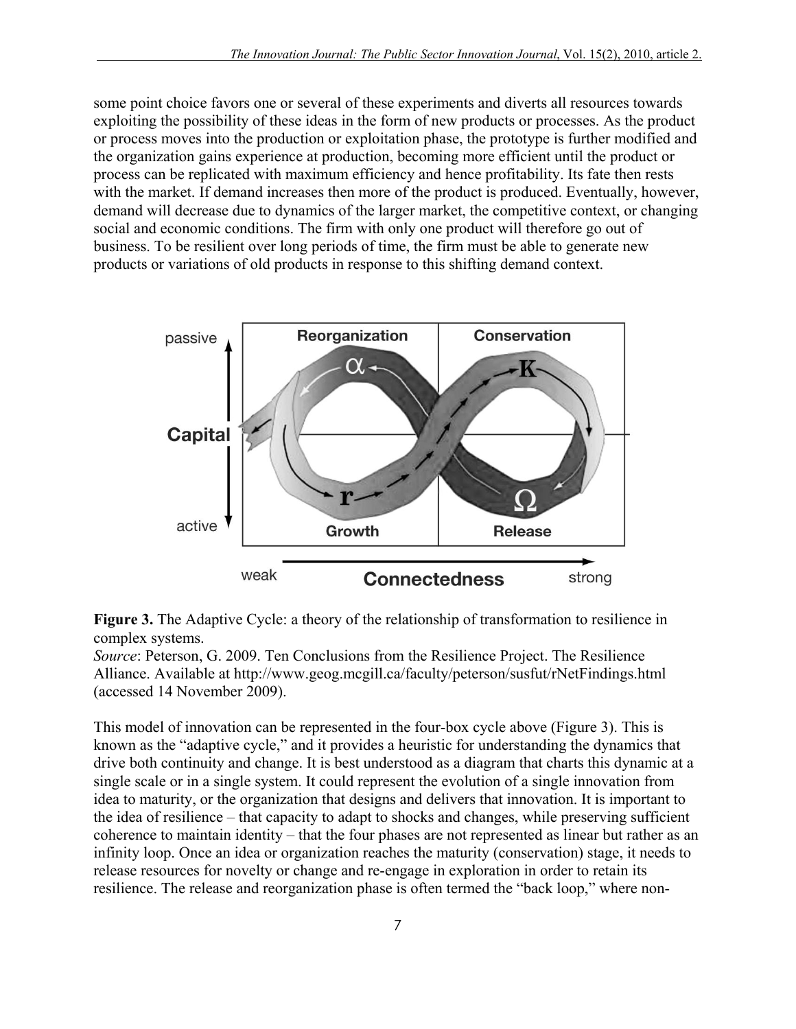some point choice favors one or several of these experiments and diverts all resources towards exploiting the possibility of these ideas in the form of new products or processes. As the product or process moves into the production or exploitation phase, the prototype is further modified and the organization gains experience at production, becoming more efficient until the product or process can be replicated with maximum efficiency and hence profitability. Its fate then rests with the market. If demand increases then more of the product is produced. Eventually, however, demand will decrease due to dynamics of the larger market, the competitive context, or changing social and economic conditions. The firm with only one product will therefore go out of business. To be resilient over long periods of time, the firm must be able to generate new products or variations of old products in response to this shifting demand context.

**Figure 3.** The Adaptive Cycle: a theory of the relationship of transformation to resilience in complex systems.
*Source*: Peterson, G. 2009. Ten Conclusions from the Resilience Project. The Resilience Alliance. Available at http://www.geog.mcgill.ca/faculty/peterson/susfut/rNetFindings.html (accessed 14 November 2009).

This model of innovation can be represented in the four-box cycle above (Figure 3). This is known as the "adaptive cycle," and it provides a heuristic for understanding the dynamics that drive both continuity and change. It is best understood as a diagram that charts this dynamic at a single scale or in a single system. It could represent the evolution of a single innovation from idea to maturity, or the organization that designs and delivers that innovation. It is important to the idea of resilience – that capacity to adapt to shocks and changes, while preserving sufficient coherence to maintain identity – that the four phases are not represented as linear but rather as an infinity loop. Once an idea or organization reaches the maturity (conservation) stage, it needs to release resources for novelty or change and re-engage in exploration in order to retain its resilience. The release and reorganization phase is often termed the "back loop," where non-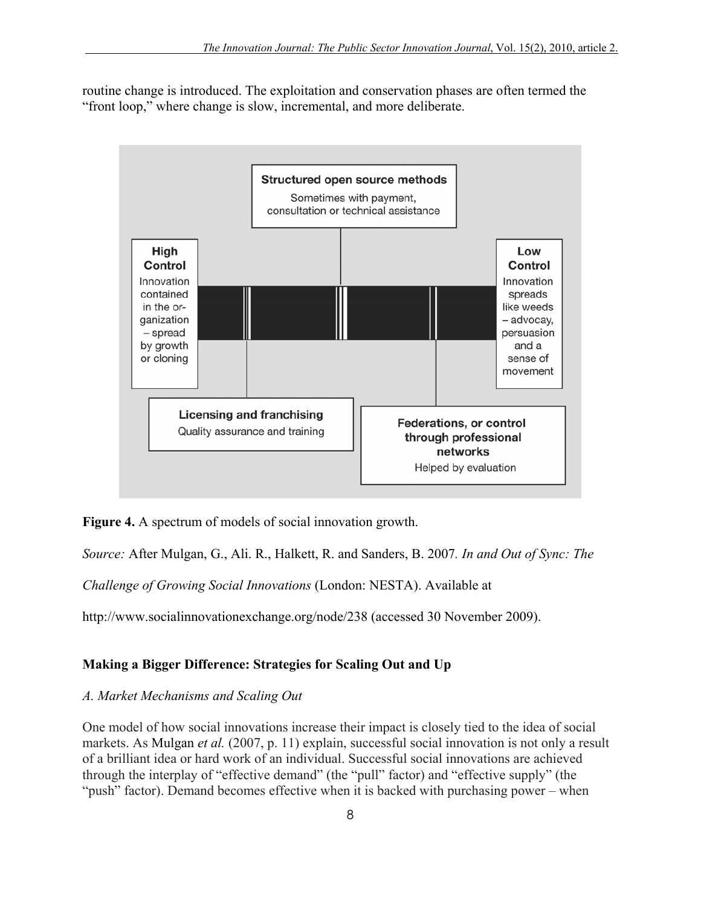routine change is introduced. The exploitation and conservation phases are often termed the "front loop," where change is slow, incremental, and more deliberate.

**Structured open source methods**
Sometimes with payment, consultation or technical assistance

**High Control**
Innovation contained in the organization – spread by growth or cloning

**Low Control**
Innovation spreads like weeds – advocay, persuasion and a sense of movement

**Licensing and franchising**
Quality assurance and training

**Federations, or control through professional networks**
Helped by evaluation

**Figure 4.** A spectrum of models of social innovation growth.

*Source:* After Mulgan, G., Ali. R., Halkett, R. and Sanders, B. 2007. *In and Out of Sync: The Challenge of Growing Social Innovations* (London: NESTA). Available at http://www.socialinnovationexchange.org/node/238 (accessed 30 November 2009).

## Making a Bigger Difference: Strategies for Scaling Out and Up

### *A. Market Mechanisms and Scaling Out*

One model of how social innovations increase their impact is closely tied to the idea of social markets. As Mulgan *et al.* (2007, p. 11) explain, successful social innovation is not only a result of a brilliant idea or hard work of an individual. Successful social innovations are achieved through the interplay of "effective demand" (the "pull" factor) and "effective supply" (the "push" factor). Demand becomes effective when it is backed with purchasing power – when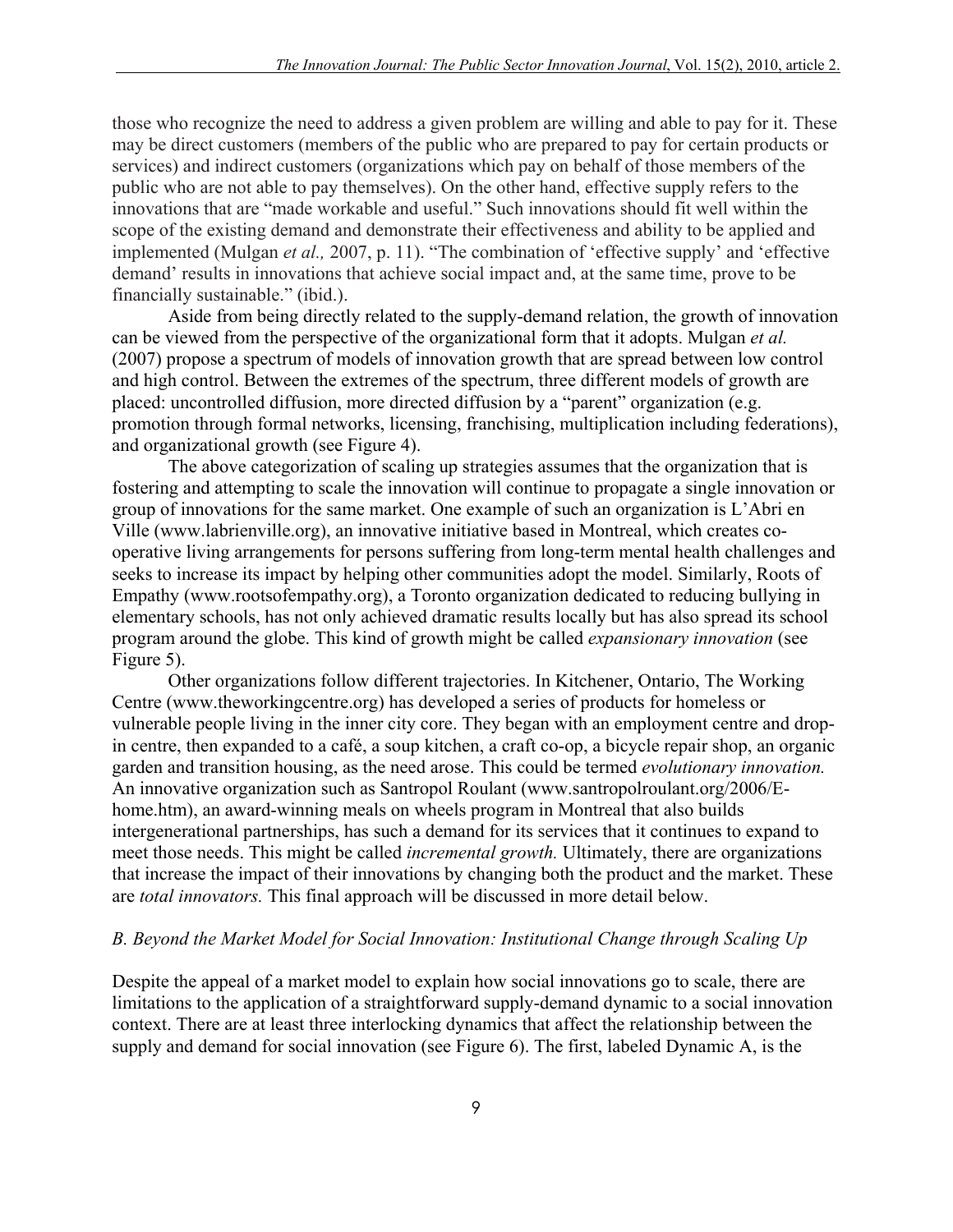those who recognize the need to address a given problem are willing and able to pay for it. These may be direct customers (members of the public who are prepared to pay for certain products or services) and indirect customers (organizations which pay on behalf of those members of the public who are not able to pay themselves). On the other hand, effective supply refers to the innovations that are "made workable and useful." Such innovations should fit well within the scope of the existing demand and demonstrate their effectiveness and ability to be applied and implemented (Mulgan *et al.,* 2007, p. 11). "The combination of 'effective supply' and 'effective demand' results in innovations that achieve social impact and, at the same time, prove to be financially sustainable." (ibid.).

Aside from being directly related to the supply-demand relation, the growth of innovation can be viewed from the perspective of the organizational form that it adopts. Mulgan *et al.* (2007) propose a spectrum of models of innovation growth that are spread between low control and high control. Between the extremes of the spectrum, three different models of growth are placed: uncontrolled diffusion, more directed diffusion by a "parent" organization (e.g. promotion through formal networks, licensing, franchising, multiplication including federations), and organizational growth (see Figure 4).

The above categorization of scaling up strategies assumes that the organization that is fostering and attempting to scale the innovation will continue to propagate a single innovation or group of innovations for the same market. One example of such an organization is L'Abri en Ville (www.labrienville.org), an innovative initiative based in Montreal, which creates co-operative living arrangements for persons suffering from long-term mental health challenges and seeks to increase its impact by helping other communities adopt the model. Similarly, Roots of Empathy (www.rootsofempathy.org), a Toronto organization dedicated to reducing bullying in elementary schools, has not only achieved dramatic results locally but has also spread its school program around the globe. This kind of growth might be called *expansionary innovation* (see Figure 5).

Other organizations follow different trajectories. In Kitchener, Ontario, The Working Centre (www.theworkingcentre.org) has developed a series of products for homeless or vulnerable people living in the inner city core. They began with an employment centre and drop-in centre, then expanded to a café, a soup kitchen, a craft co-op, a bicycle repair shop, an organic garden and transition housing, as the need arose. This could be termed *evolutionary innovation.* An innovative organization such as Santropol Roulant (www.santropolroulant.org/2006/E-home.htm), an award-winning meals on wheels program in Montreal that also builds intergenerational partnerships, has such a demand for its services that it continues to expand to meet those needs. This might be called *incremental growth.* Ultimately, there are organizations that increase the impact of their innovations by changing both the product and the market. These are *total innovators.* This final approach will be discussed in more detail below.

### *B. Beyond the Market Model for Social Innovation: Institutional Change through Scaling Up*

Despite the appeal of a market model to explain how social innovations go to scale, there are limitations to the application of a straightforward supply-demand dynamic to a social innovation context. There are at least three interlocking dynamics that affect the relationship between the supply and demand for social innovation (see Figure 6). The first, labeled Dynamic A, is the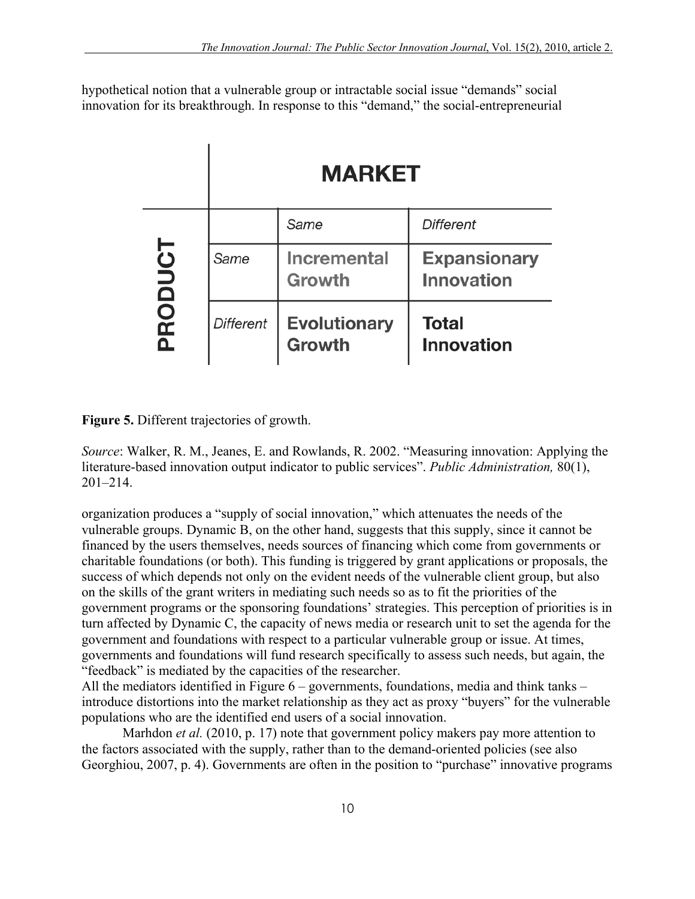hypothetical notion that a vulnerable group or intractable social issue "demands" social innovation for its breakthrough. In response to this "demand," the social-entrepreneurial

| PRODUCT / MARKET | Same | Different |
| --- | --- | --- |
| Same | Incremental Growth | Expansionary Innovation |
| Different | Evolutionary Growth | Total Innovation |

**Figure 5.** Different trajectories of growth.

*Source*: Walker, R. M., Jeanes, E. and Rowlands, R. 2002. "Measuring innovation: Applying the literature-based innovation output indicator to public services". *Public Administration,* 80(1), 201–214.

organization produces a "supply of social innovation," which attenuates the needs of the vulnerable groups. Dynamic B, on the other hand, suggests that this supply, since it cannot be financed by the users themselves, needs sources of financing which come from governments or charitable foundations (or both). This funding is triggered by grant applications or proposals, the success of which depends not only on the evident needs of the vulnerable client group, but also on the skills of the grant writers in mediating such needs so as to fit the priorities of the government programs or the sponsoring foundations' strategies. This perception of priorities is in turn affected by Dynamic C, the capacity of news media or research unit to set the agenda for the government and foundations with respect to a particular vulnerable group or issue. At times, governments and foundations will fund research specifically to assess such needs, but again, the "feedback" is mediated by the capacities of the researcher.

All the mediators identified in Figure 6 – governments, foundations, media and think tanks – introduce distortions into the market relationship as they act as proxy "buyers" for the vulnerable populations who are the identified end users of a social innovation.

Marhdon *et al.* (2010, p. 17) note that government policy makers pay more attention to the factors associated with the supply, rather than to the demand-oriented policies (see also Georghiou, 2007, p. 4). Governments are often in the position to "purchase" innovative programs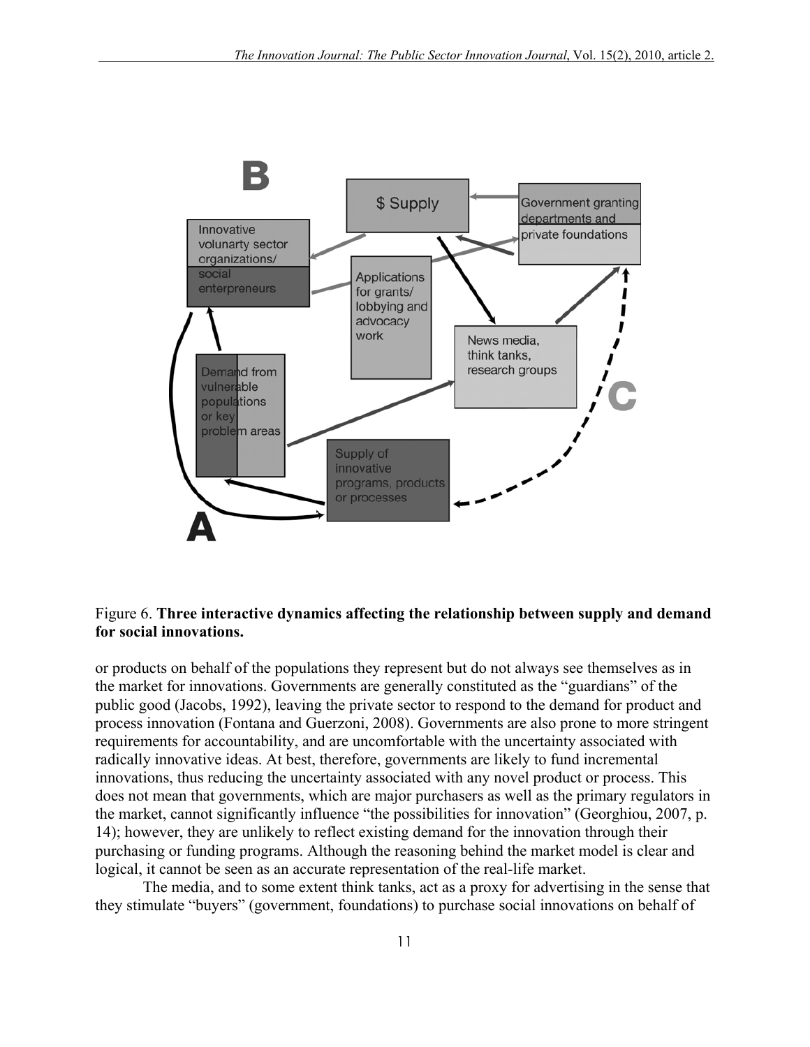Figure 6. **Three interactive dynamics affecting the relationship between supply and demand for social innovations.**

or products on behalf of the populations they represent but do not always see themselves as in the market for innovations. Governments are generally constituted as the "guardians" of the public good (Jacobs, 1992), leaving the private sector to respond to the demand for product and process innovation (Fontana and Guerzoni, 2008). Governments are also prone to more stringent requirements for accountability, and are uncomfortable with the uncertainty associated with radically innovative ideas. At best, therefore, governments are likely to fund incremental innovations, thus reducing the uncertainty associated with any novel product or process. This does not mean that governments, which are major purchasers as well as the primary regulators in the market, cannot significantly influence "the possibilities for innovation" (Georghiou, 2007, p. 14); however, they are unlikely to reflect existing demand for the innovation through their purchasing or funding programs. Although the reasoning behind the market model is clear and logical, it cannot be seen as an accurate representation of the real-life market.

The media, and to some extent think tanks, act as a proxy for advertising in the sense that they stimulate "buyers" (government, foundations) to purchase social innovations on behalf of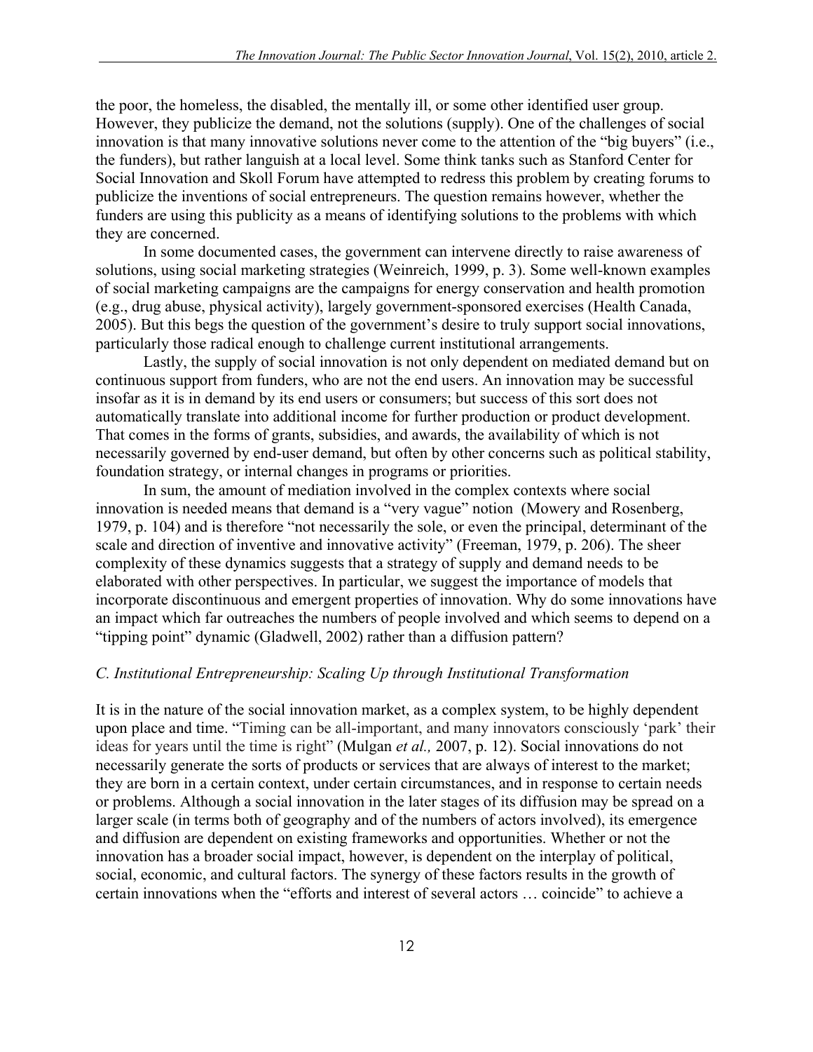the poor, the homeless, the disabled, the mentally ill, or some other identified user group. However, they publicize the demand, not the solutions (supply). One of the challenges of social innovation is that many innovative solutions never come to the attention of the "big buyers" (i.e., the funders), but rather languish at a local level. Some think tanks such as Stanford Center for Social Innovation and Skoll Forum have attempted to redress this problem by creating forums to publicize the inventions of social entrepreneurs. The question remains however, whether the funders are using this publicity as a means of identifying solutions to the problems with which they are concerned.

In some documented cases, the government can intervene directly to raise awareness of solutions, using social marketing strategies (Weinreich, 1999, p. 3). Some well-known examples of social marketing campaigns are the campaigns for energy conservation and health promotion (e.g., drug abuse, physical activity), largely government-sponsored exercises (Health Canada, 2005). But this begs the question of the government's desire to truly support social innovations, particularly those radical enough to challenge current institutional arrangements.

Lastly, the supply of social innovation is not only dependent on mediated demand but on continuous support from funders, who are not the end users. An innovation may be successful insofar as it is in demand by its end users or consumers; but success of this sort does not automatically translate into additional income for further production or product development. That comes in the forms of grants, subsidies, and awards, the availability of which is not necessarily governed by end-user demand, but often by other concerns such as political stability, foundation strategy, or internal changes in programs or priorities.

In sum, the amount of mediation involved in the complex contexts where social innovation is needed means that demand is a "very vague" notion (Mowery and Rosenberg, 1979, p. 104) and is therefore "not necessarily the sole, or even the principal, determinant of the scale and direction of inventive and innovative activity" (Freeman, 1979, p. 206). The sheer complexity of these dynamics suggests that a strategy of supply and demand needs to be elaborated with other perspectives. In particular, we suggest the importance of models that incorporate discontinuous and emergent properties of innovation. Why do some innovations have an impact which far outreaches the numbers of people involved and which seems to depend on a "tipping point" dynamic (Gladwell, 2002) rather than a diffusion pattern?

### *C. Institutional Entrepreneurship: Scaling Up through Institutional Transformation*

It is in the nature of the social innovation market, as a complex system, to be highly dependent upon place and time. "Timing can be all-important, and many innovators consciously 'park' their ideas for years until the time is right" (Mulgan *et al.,* 2007, p. 12). Social innovations do not necessarily generate the sorts of products or services that are always of interest to the market; they are born in a certain context, under certain circumstances, and in response to certain needs or problems. Although a social innovation in the later stages of its diffusion may be spread on a larger scale (in terms both of geography and of the numbers of actors involved), its emergence and diffusion are dependent on existing frameworks and opportunities. Whether or not the innovation has a broader social impact, however, is dependent on the interplay of political, social, economic, and cultural factors. The synergy of these factors results in the growth of certain innovations when the "efforts and interest of several actors … coincide" to achieve a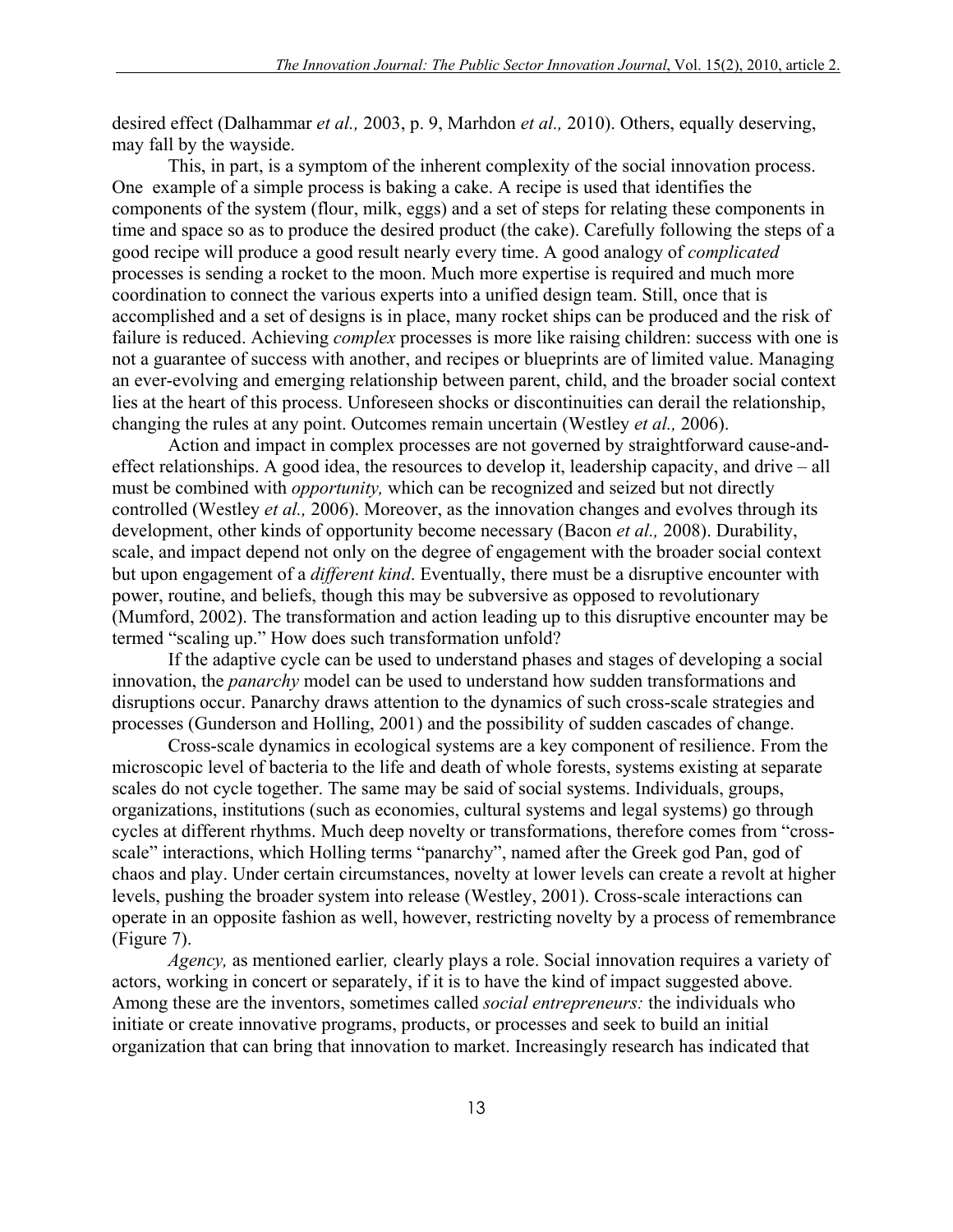desired effect (Dalhammar *et al.,* 2003, p. 9, Marhdon *et al.,* 2010). Others, equally deserving, may fall by the wayside.

This, in part, is a symptom of the inherent complexity of the social innovation process. One example of a simple process is baking a cake. A recipe is used that identifies the components of the system (flour, milk, eggs) and a set of steps for relating these components in time and space so as to produce the desired product (the cake). Carefully following the steps of a good recipe will produce a good result nearly every time. A good analogy of *complicated* processes is sending a rocket to the moon. Much more expertise is required and much more coordination to connect the various experts into a unified design team. Still, once that is accomplished and a set of designs is in place, many rocket ships can be produced and the risk of failure is reduced. Achieving *complex* processes is more like raising children: success with one is not a guarantee of success with another, and recipes or blueprints are of limited value. Managing an ever-evolving and emerging relationship between parent, child, and the broader social context lies at the heart of this process. Unforeseen shocks or discontinuities can derail the relationship, changing the rules at any point. Outcomes remain uncertain (Westley *et al.,* 2006).

Action and impact in complex processes are not governed by straightforward cause-and-effect relationships. A good idea, the resources to develop it, leadership capacity, and drive – all must be combined with *opportunity,* which can be recognized and seized but not directly controlled (Westley *et al.,* 2006). Moreover, as the innovation changes and evolves through its development, other kinds of opportunity become necessary (Bacon *et al.,* 2008). Durability, scale, and impact depend not only on the degree of engagement with the broader social context but upon engagement of a *different kind*. Eventually, there must be a disruptive encounter with power, routine, and beliefs, though this may be subversive as opposed to revolutionary (Mumford, 2002). The transformation and action leading up to this disruptive encounter may be termed "scaling up." How does such transformation unfold?

If the adaptive cycle can be used to understand phases and stages of developing a social innovation, the *panarchy* model can be used to understand how sudden transformations and disruptions occur. Panarchy draws attention to the dynamics of such cross-scale strategies and processes (Gunderson and Holling, 2001) and the possibility of sudden cascades of change.

Cross-scale dynamics in ecological systems are a key component of resilience. From the microscopic level of bacteria to the life and death of whole forests, systems existing at separate scales do not cycle together. The same may be said of social systems. Individuals, groups, organizations, institutions (such as economies, cultural systems and legal systems) go through cycles at different rhythms. Much deep novelty or transformations, therefore comes from "cross-scale" interactions, which Holling terms "panarchy", named after the Greek god Pan, god of chaos and play. Under certain circumstances, novelty at lower levels can create a revolt at higher levels, pushing the broader system into release (Westley, 2001). Cross-scale interactions can operate in an opposite fashion as well, however, restricting novelty by a process of remembrance (Figure 7).

*Agency,* as mentioned earlier*,* clearly plays a role. Social innovation requires a variety of actors, working in concert or separately, if it is to have the kind of impact suggested above. Among these are the inventors, sometimes called *social entrepreneurs:* the individuals who initiate or create innovative programs, products, or processes and seek to build an initial organization that can bring that innovation to market. Increasingly research has indicated that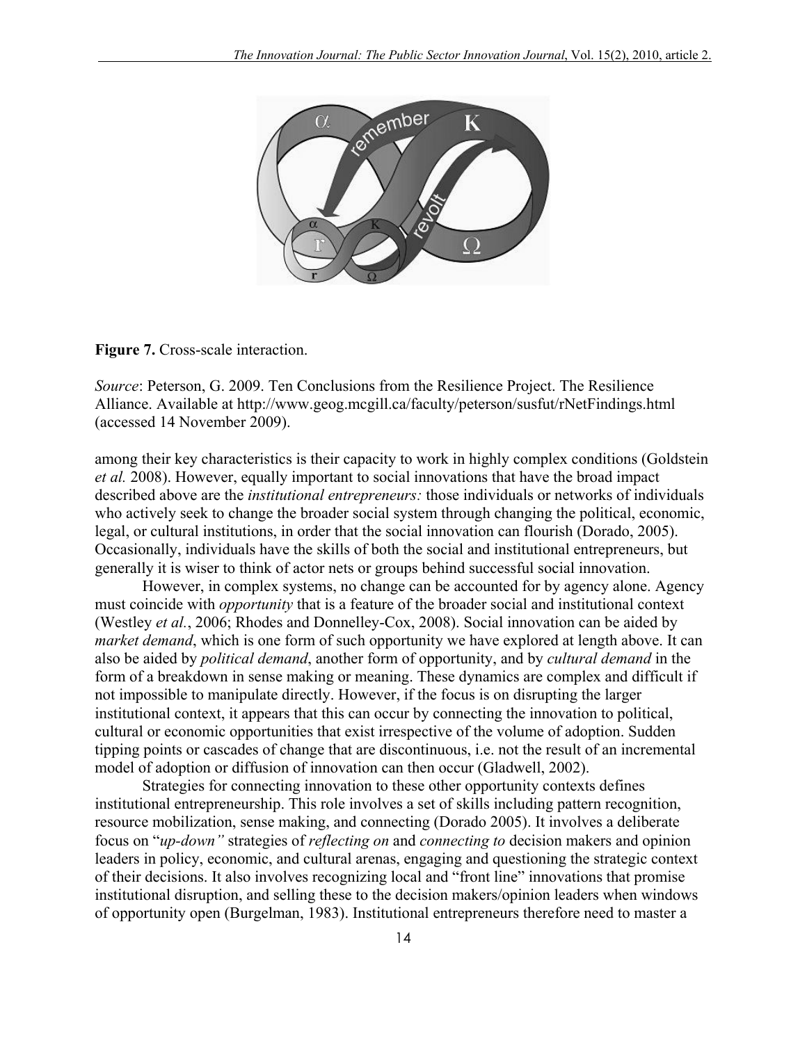**Figure 7.** Cross-scale interaction.

*Source*: Peterson, G. 2009. Ten Conclusions from the Resilience Project. The Resilience Alliance. Available at http://www.geog.mcgill.ca/faculty/peterson/susfut/rNetFindings.html (accessed 14 November 2009).

among their key characteristics is their capacity to work in highly complex conditions (Goldstein *et al.* 2008). However, equally important to social innovations that have the broad impact described above are the *institutional entrepreneurs:* those individuals or networks of individuals who actively seek to change the broader social system through changing the political, economic, legal, or cultural institutions, in order that the social innovation can flourish (Dorado, 2005). Occasionally, individuals have the skills of both the social and institutional entrepreneurs, but generally it is wiser to think of actor nets or groups behind successful social innovation.

However, in complex systems, no change can be accounted for by agency alone. Agency must coincide with *opportunity* that is a feature of the broader social and institutional context (Westley *et al.*, 2006; Rhodes and Donnelley-Cox, 2008). Social innovation can be aided by *market demand*, which is one form of such opportunity we have explored at length above. It can also be aided by *political demand*, another form of opportunity, and by *cultural demand* in the form of a breakdown in sense making or meaning. These dynamics are complex and difficult if not impossible to manipulate directly. However, if the focus is on disrupting the larger institutional context, it appears that this can occur by connecting the innovation to political, cultural or economic opportunities that exist irrespective of the volume of adoption. Sudden tipping points or cascades of change that are discontinuous, i.e. not the result of an incremental model of adoption or diffusion of innovation can then occur (Gladwell, 2002).

Strategies for connecting innovation to these other opportunity contexts defines institutional entrepreneurship. This role involves a set of skills including pattern recognition, resource mobilization, sense making, and connecting (Dorado 2005). It involves a deliberate focus on "*up-down"* strategies of *reflecting on* and *connecting to* decision makers and opinion leaders in policy, economic, and cultural arenas, engaging and questioning the strategic context of their decisions. It also involves recognizing local and "front line" innovations that promise institutional disruption, and selling these to the decision makers/opinion leaders when windows of opportunity open (Burgelman, 1983). Institutional entrepreneurs therefore need to master a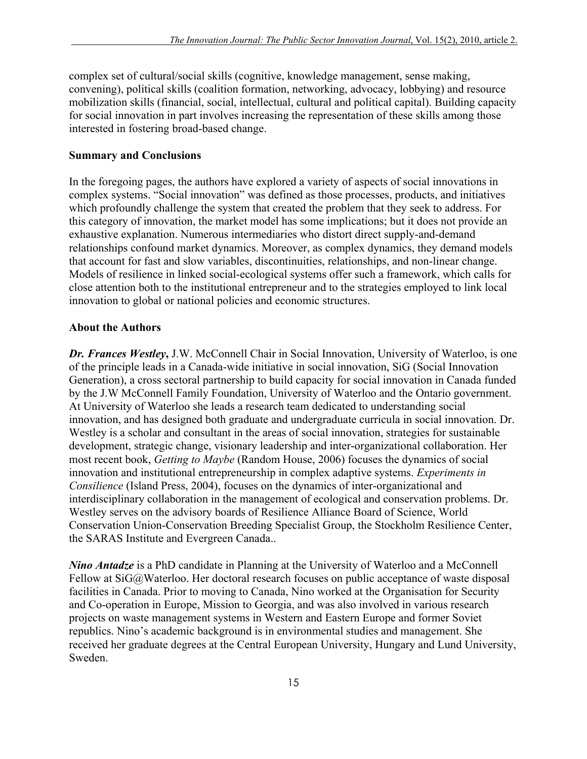complex set of cultural/social skills (cognitive, knowledge management, sense making, convening), political skills (coalition formation, networking, advocacy, lobbying) and resource mobilization skills (financial, social, intellectual, cultural and political capital). Building capacity for social innovation in part involves increasing the representation of these skills among those interested in fostering broad-based change.

## Summary and Conclusions

In the foregoing pages, the authors have explored a variety of aspects of social innovations in complex systems. "Social innovation" was defined as those processes, products, and initiatives which profoundly challenge the system that created the problem that they seek to address. For this category of innovation, the market model has some implications; but it does not provide an exhaustive explanation. Numerous intermediaries who distort direct supply-and-demand relationships confound market dynamics. Moreover, as complex dynamics, they demand models that account for fast and slow variables, discontinuities, relationships, and non-linear change. Models of resilience in linked social-ecological systems offer such a framework, which calls for close attention both to the institutional entrepreneur and to the strategies employed to link local innovation to global or national policies and economic structures.

## About the Authors

***Dr. Frances Westley*****,** J.W. McConnell Chair in Social Innovation, University of Waterloo, is one of the principle leads in a Canada-wide initiative in social innovation, SiG (Social Innovation Generation), a cross sectoral partnership to build capacity for social innovation in Canada funded by the J.W McConnell Family Foundation, University of Waterloo and the Ontario government. At University of Waterloo she leads a research team dedicated to understanding social innovation, and has designed both graduate and undergraduate curricula in social innovation. Dr. Westley is a scholar and consultant in the areas of social innovation, strategies for sustainable development, strategic change, visionary leadership and inter-organizational collaboration. Her most recent book, *Getting to Maybe* (Random House, 2006) focuses the dynamics of social innovation and institutional entrepreneurship in complex adaptive systems. *Experiments in Consilience* (Island Press, 2004), focuses on the dynamics of inter-organizational and interdisciplinary collaboration in the management of ecological and conservation problems. Dr. Westley serves on the advisory boards of Resilience Alliance Board of Science, World Conservation Union-Conservation Breeding Specialist Group, the Stockholm Resilience Center, the SARAS Institute and Evergreen Canada..

***Nino Antadze*** is a PhD candidate in Planning at the University of Waterloo and a McConnell Fellow at SiG@Waterloo. Her doctoral research focuses on public acceptance of waste disposal facilities in Canada. Prior to moving to Canada, Nino worked at the Organisation for Security and Co-operation in Europe, Mission to Georgia, and was also involved in various research projects on waste management systems in Western and Eastern Europe and former Soviet republics. Nino's academic background is in environmental studies and management. She received her graduate degrees at the Central European University, Hungary and Lund University, Sweden.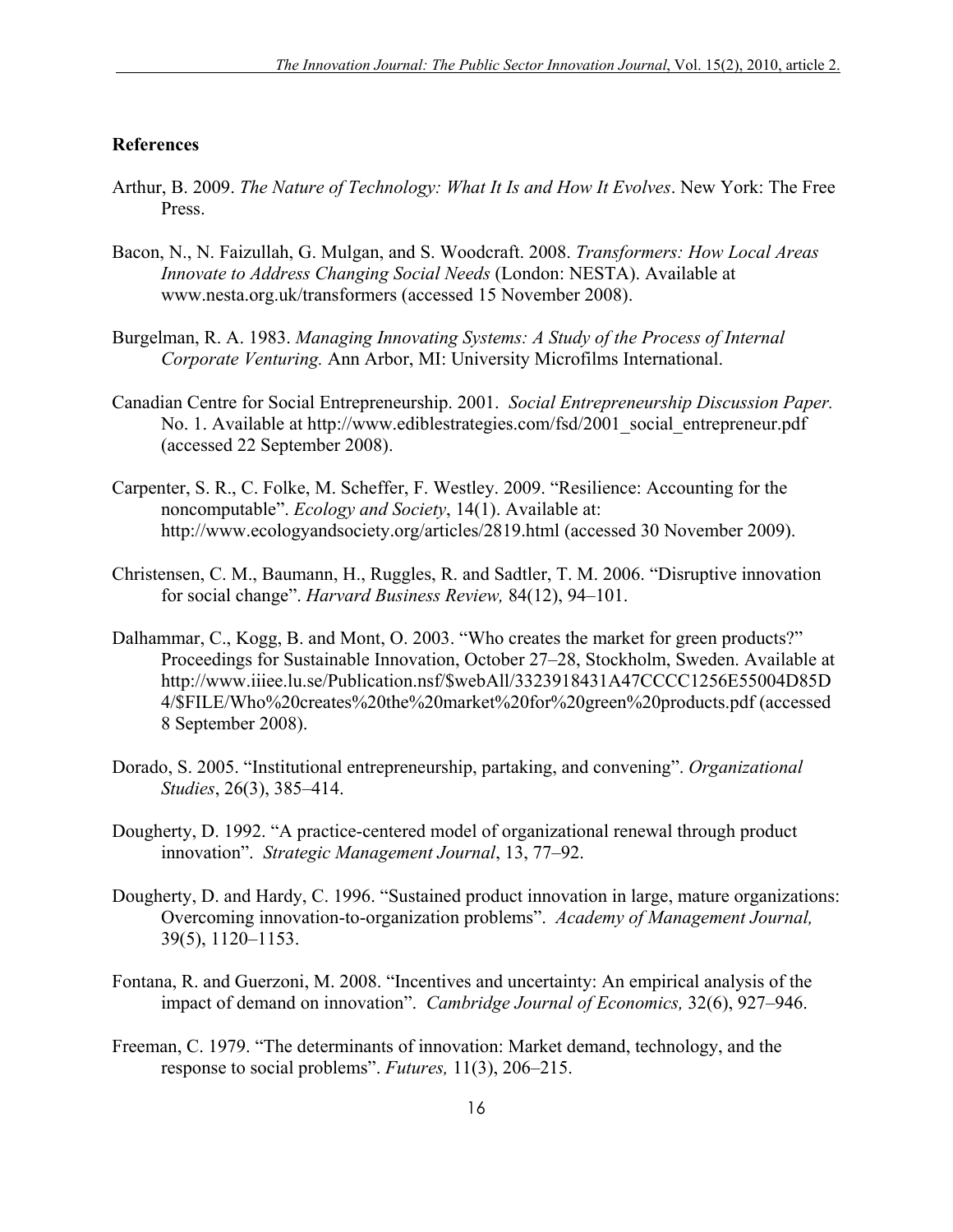### References

Arthur, B. 2009. *The Nature of Technology: What It Is and How It Evolves*. New York: The Free Press.

Bacon, N., N. Faizullah, G. Mulgan, and S. Woodcraft. 2008. *Transformers: How Local Areas Innovate to Address Changing Social Needs* (London: NESTA). Available at www.nesta.org.uk/transformers (accessed 15 November 2008).

Burgelman, R. A. 1983. *Managing Innovating Systems: A Study of the Process of Internal Corporate Venturing.* Ann Arbor, MI: University Microfilms International.

Canadian Centre for Social Entrepreneurship. 2001. *Social Entrepreneurship Discussion Paper.* No. 1. Available at http://www.ediblestrategies.com/fsd/2001_social_entrepreneur.pdf (accessed 22 September 2008).

Carpenter, S. R., C. Folke, M. Scheffer, F. Westley. 2009. "Resilience: Accounting for the noncomputable". *Ecology and Society*, 14(1). Available at: http://www.ecologyandsociety.org/articles/2819.html (accessed 30 November 2009).

Christensen, C. M., Baumann, H., Ruggles, R. and Sadtler, T. M. 2006. "Disruptive innovation for social change". *Harvard Business Review,* 84(12), 94–101.

Dalhammar, C., Kogg, B. and Mont, O. 2003. "Who creates the market for green products?" Proceedings for Sustainable Innovation, October 27–28, Stockholm, Sweden. Available at http://www.iiiee.lu.se/Publication.nsf/$webAll/3323918431A47CCCC1256E55004D85D4/$FILE/Who%20creates%20the%20market%20for%20green%20products.pdf (accessed 8 September 2008).

Dorado, S. 2005. "Institutional entrepreneurship, partaking, and convening". *Organizational Studies*, 26(3), 385–414.

Dougherty, D. 1992. "A practice-centered model of organizational renewal through product innovation". *Strategic Management Journal*, 13, 77–92.

Dougherty, D. and Hardy, C. 1996. "Sustained product innovation in large, mature organizations: Overcoming innovation-to-organization problems". *Academy of Management Journal,* 39(5), 1120–1153.

Fontana, R. and Guerzoni, M. 2008. "Incentives and uncertainty: An empirical analysis of the impact of demand on innovation". *Cambridge Journal of Economics,* 32(6), 927–946.

Freeman, C. 1979. "The determinants of innovation: Market demand, technology, and the response to social problems". *Futures,* 11(3), 206–215.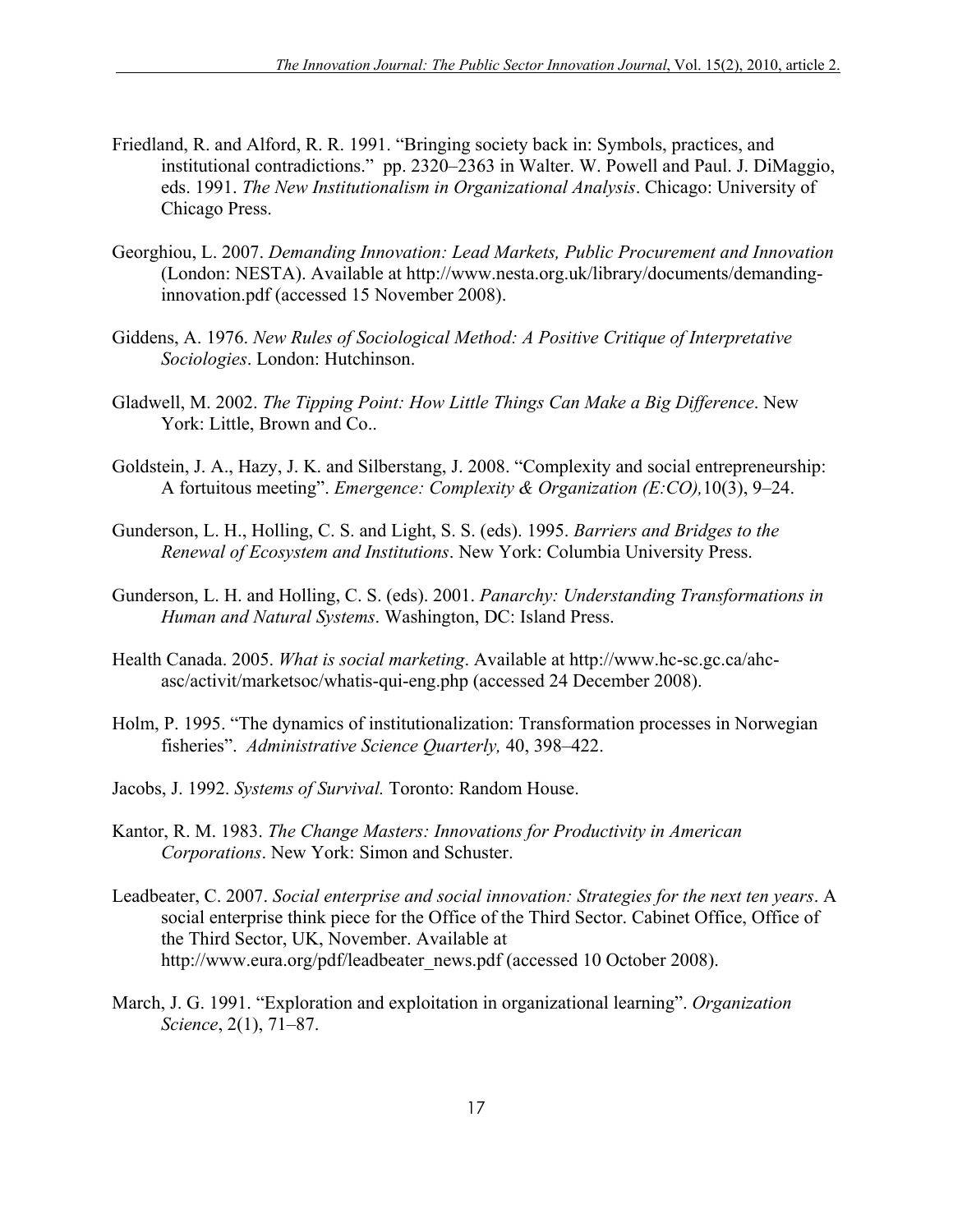Friedland, R. and Alford, R. R. 1991. "Bringing society back in: Symbols, practices, and institutional contradictions." pp. 2320–2363 in Walter. W. Powell and Paul. J. DiMaggio, eds. 1991. *The New Institutionalism in Organizational Analysis*. Chicago: University of Chicago Press.

Georghiou, L. 2007. *Demanding Innovation: Lead Markets, Public Procurement and Innovation* (London: NESTA). Available at http://www.nesta.org.uk/library/documents/demanding-innovation.pdf (accessed 15 November 2008).

Giddens, A. 1976. *New Rules of Sociological Method: A Positive Critique of Interpretative Sociologies*. London: Hutchinson.

Gladwell, M. 2002. *The Tipping Point: How Little Things Can Make a Big Difference*. New York: Little, Brown and Co..

Goldstein, J. A., Hazy, J. K. and Silberstang, J. 2008. "Complexity and social entrepreneurship: A fortuitous meeting". *Emergence: Complexity & Organization (E:CO),*10(3), 9–24.

Gunderson, L. H., Holling, C. S. and Light, S. S. (eds). 1995. *Barriers and Bridges to the Renewal of Ecosystem and Institutions*. New York: Columbia University Press.

Gunderson, L. H. and Holling, C. S. (eds). 2001. *Panarchy: Understanding Transformations in Human and Natural Systems*. Washington, DC: Island Press.

Health Canada. 2005. *What is social marketing*. Available at http://www.hc-sc.gc.ca/ahc-asc/activit/marketsoc/whatis-qui-eng.php (accessed 24 December 2008).

Holm, P. 1995. "The dynamics of institutionalization: Transformation processes in Norwegian fisheries". *Administrative Science Quarterly,* 40, 398–422.

Jacobs, J. 1992. *Systems of Survival.* Toronto: Random House.

Kantor, R. M. 1983. *The Change Masters: Innovations for Productivity in American Corporations*. New York: Simon and Schuster.

Leadbeater, C. 2007. *Social enterprise and social innovation: Strategies for the next ten years*. A social enterprise think piece for the Office of the Third Sector. Cabinet Office, Office of the Third Sector, UK, November. Available at http://www.eura.org/pdf/leadbeater_news.pdf (accessed 10 October 2008).

March, J. G. 1991. "Exploration and exploitation in organizational learning". *Organization Science*, 2(1), 71–87.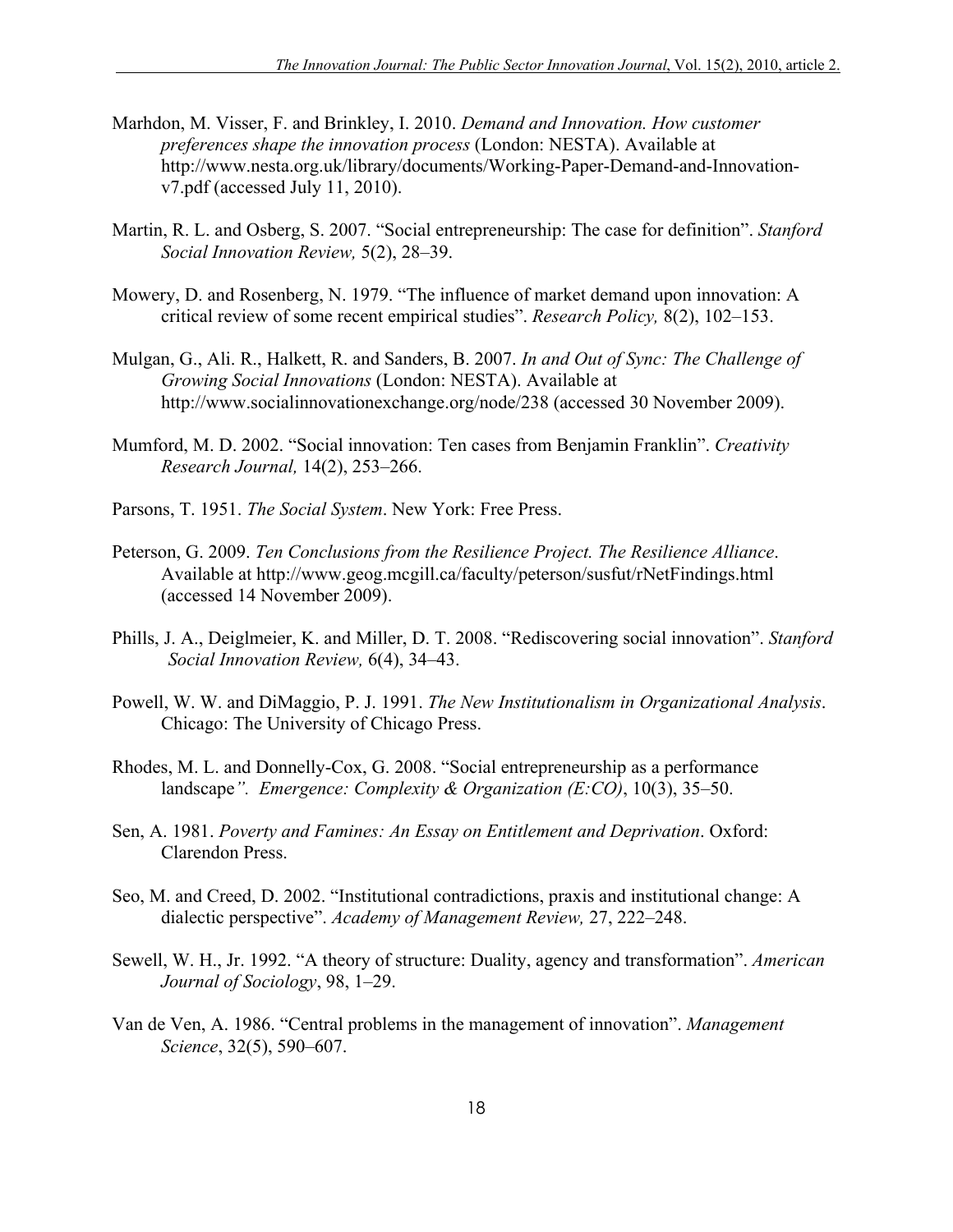Marhdon, M. Visser, F. and Brinkley, I. 2010. *Demand and Innovation. How customer preferences shape the innovation process* (London: NESTA). Available at http://www.nesta.org.uk/library/documents/Working-Paper-Demand-and-Innovation-v7.pdf (accessed July 11, 2010).

Martin, R. L. and Osberg, S. 2007. "Social entrepreneurship: The case for definition". *Stanford Social Innovation Review,* 5(2), 28–39.

Mowery, D. and Rosenberg, N. 1979. "The influence of market demand upon innovation: A critical review of some recent empirical studies". *Research Policy,* 8(2), 102–153.

Mulgan, G., Ali. R., Halkett, R. and Sanders, B. 2007. *In and Out of Sync: The Challenge of Growing Social Innovations* (London: NESTA). Available at http://www.socialinnovationexchange.org/node/238 (accessed 30 November 2009).

Mumford, M. D. 2002. "Social innovation: Ten cases from Benjamin Franklin". *Creativity Research Journal,* 14(2), 253–266.

Parsons, T. 1951. *The Social System*. New York: Free Press.

Peterson, G. 2009. *Ten Conclusions from the Resilience Project. The Resilience Alliance*. Available at http://www.geog.mcgill.ca/faculty/peterson/susfut/rNetFindings.html (accessed 14 November 2009).

Phills, J. A., Deiglmeier, K. and Miller, D. T. 2008. "Rediscovering social innovation". *Stanford Social Innovation Review,* 6(4), 34–43.

Powell, W. W. and DiMaggio, P. J. 1991. *The New Institutionalism in Organizational Analysis*. Chicago: The University of Chicago Press.

Rhodes, M. L. and Donnelly-Cox, G. 2008. "Social entrepreneurship as a performance landscape". *Emergence: Complexity & Organization (E:CO)*, 10(3), 35–50.

Sen, A. 1981. *Poverty and Famines: An Essay on Entitlement and Deprivation*. Oxford: Clarendon Press.

Seo, M. and Creed, D. 2002. "Institutional contradictions, praxis and institutional change: A dialectic perspective". *Academy of Management Review,* 27, 222–248.

Sewell, W. H., Jr. 1992. "A theory of structure: Duality, agency and transformation". *American Journal of Sociology*, 98, 1–29.

Van de Ven, A. 1986. "Central problems in the management of innovation". *Management Science*, 32(5), 590–607.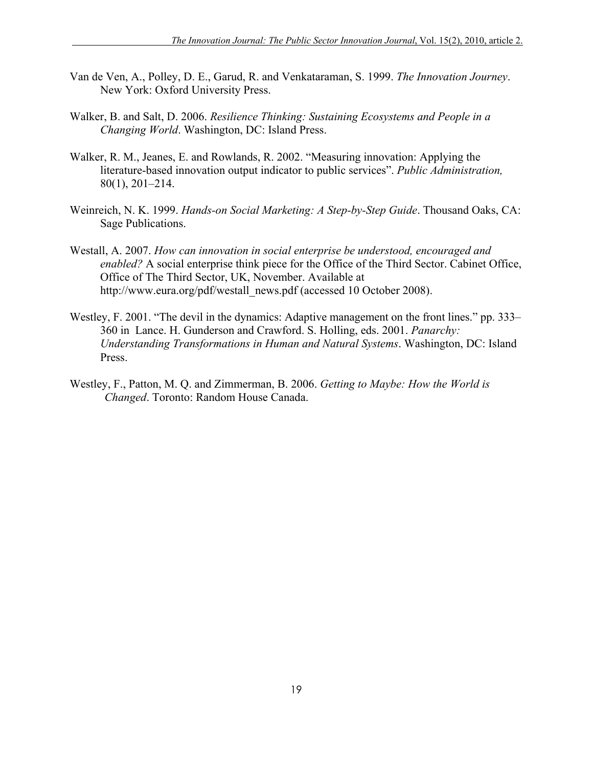Van de Ven, A., Polley, D. E., Garud, R. and Venkataraman, S. 1999. *The Innovation Journey*. New York: Oxford University Press.

Walker, B. and Salt, D. 2006. *Resilience Thinking: Sustaining Ecosystems and People in a Changing World*. Washington, DC: Island Press.

Walker, R. M., Jeanes, E. and Rowlands, R. 2002. "Measuring innovation: Applying the literature-based innovation output indicator to public services". *Public Administration,* 80(1), 201–214.

Weinreich, N. K. 1999. *Hands-on Social Marketing: A Step-by-Step Guide*. Thousand Oaks, CA: Sage Publications.

Westall, A. 2007. *How can innovation in social enterprise be understood, encouraged and enabled?* A social enterprise think piece for the Office of the Third Sector. Cabinet Office, Office of The Third Sector, UK, November. Available at http://www.eura.org/pdf/westall_news.pdf (accessed 10 October 2008).

Westley, F. 2001. "The devil in the dynamics: Adaptive management on the front lines." pp. 333–360 in Lance. H. Gunderson and Crawford. S. Holling, eds. 2001. *Panarchy: Understanding Transformations in Human and Natural Systems*. Washington, DC: Island Press.

Westley, F., Patton, M. Q. and Zimmerman, B. 2006. *Getting to Maybe: How the World is Changed*. Toronto: Random House Canada.